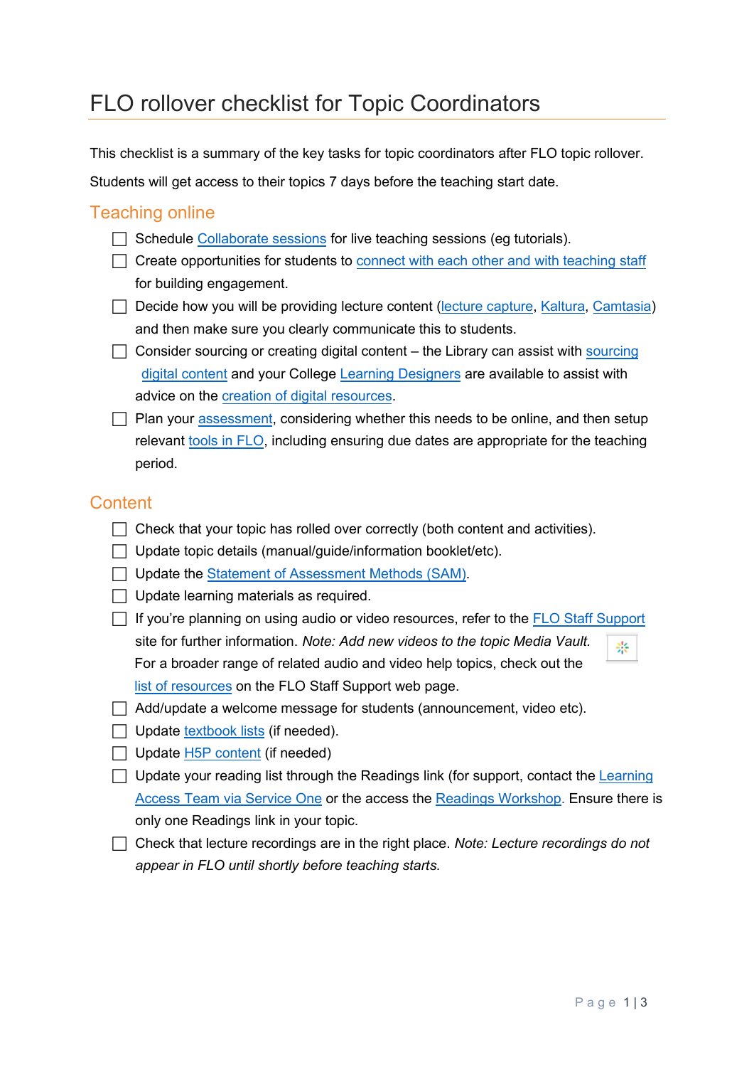# FLO rollover checklist for Topic Coordinators

This checklist is a summary of the key tasks for topic coordinators after FLO topic rollover.

Students will get access to their topics 7 days before the teaching start date.

## Teaching online

- [ ] Schedule Collaborate sessions for live teaching sessions (eg tutorials).
- [ ] Create opportunities for students to connect with each other and with teaching staff for building engagement.
- [ ] Decide how you will be providing lecture content (lecture capture, Kaltura, Camtasia) and then make sure you clearly communicate this to students.
- [ ] Consider sourcing or creating digital content – the Library can assist with sourcing digital content and your College Learning Designers are available to assist with advice on the creation of digital resources.
- [ ] Plan your assessment, considering whether this needs to be online, and then setup relevant tools in FLO, including ensuring due dates are appropriate for the teaching period.

## Content

- [ ] Check that your topic has rolled over correctly (both content and activities).
- [ ] Update topic details (manual/guide/information booklet/etc).
- [ ] Update the Statement of Assessment Methods (SAM).
- [ ] Update learning materials as required.
- [ ] If you're planning on using audio or video resources, refer to the FLO Staff Support site for further information. *Note: Add new videos to the topic Media Vault.* For a broader range of related audio and video help topics, check out the list of resources on the FLO Staff Support web page.
- [ ] Add/update a welcome message for students (announcement, video etc).
- [ ] Update textbook lists (if needed).
- [ ] Update H5P content (if needed)
- [ ] Update your reading list through the Readings link (for support, contact the Learning Access Team via Service One or the access the Readings Workshop. Ensure there is only one Readings link in your topic.
- [ ] Check that lecture recordings are in the right place. *Note: Lecture recordings do not appear in FLO until shortly before teaching starts.*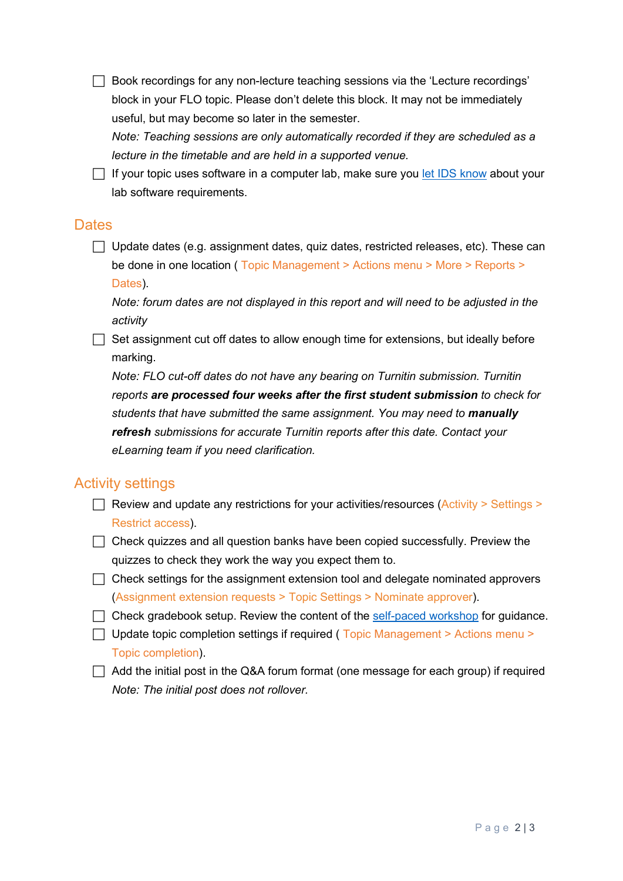- [ ] Book recordings for any non-lecture teaching sessions via the 'Lecture recordings' block in your FLO topic. Please don't delete this block. It may not be immediately useful, but may become so later in the semester.
  *Note: Teaching sessions are only automatically recorded if they are scheduled as a lecture in the timetable and are held in a supported venue.*
- [ ] If your topic uses software in a computer lab, make sure you let IDS know about your lab software requirements.

## Dates

- [ ] Update dates (e.g. assignment dates, quiz dates, restricted releases, etc). These can be done in one location ( Topic Management > Actions menu > More > Reports > Dates).
  *Note: forum dates are not displayed in this report and will need to be adjusted in the activity*
- [ ] Set assignment cut off dates to allow enough time for extensions, but ideally before marking.
  *Note: FLO cut-off dates do not have any bearing on Turnitin submission. Turnitin reports* ***are processed four weeks after the first student submission*** *to check for students that have submitted the same assignment. You may need to* ***manually refresh*** *submissions for accurate Turnitin reports after this date. Contact your eLearning team if you need clarification.*

## Activity settings

- [ ] Review and update any restrictions for your activities/resources (Activity > Settings > Restrict access).
- [ ] Check quizzes and all question banks have been copied successfully. Preview the quizzes to check they work the way you expect them to.
- [ ] Check settings for the assignment extension tool and delegate nominated approvers (Assignment extension requests > Topic Settings > Nominate approver).
- [ ] Check gradebook setup. Review the content of the self-paced workshop for guidance.
- [ ] Update topic completion settings if required ( Topic Management > Actions menu > Topic completion).
- [ ] Add the initial post in the Q&A forum format (one message for each group) if required
  *Note: The initial post does not rollover.*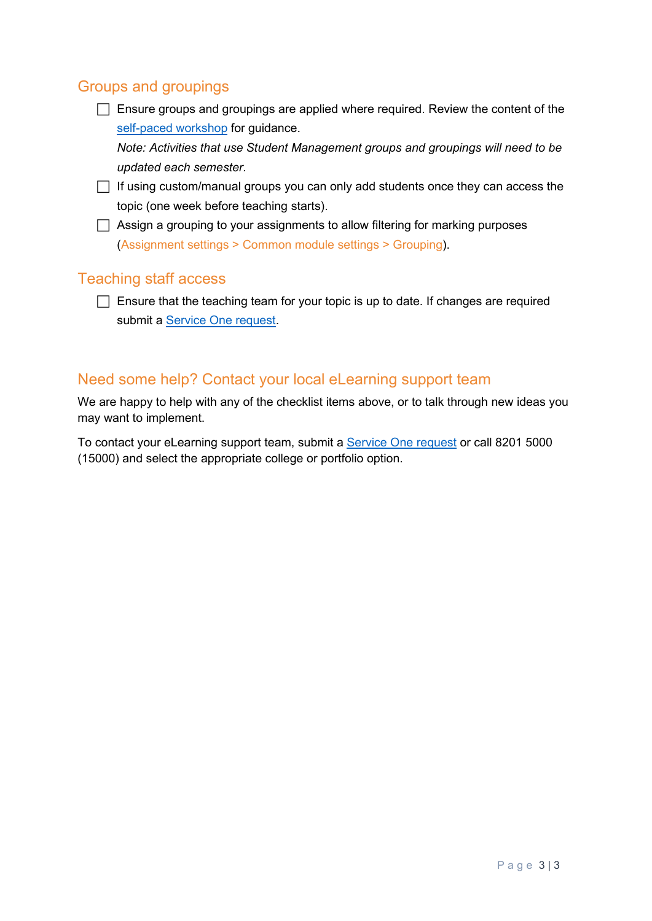## Groups and groupings

- [ ] Ensure groups and groupings are applied where required. Review the content of the [self-paced workshop]() for guidance.
  *Note: Activities that use Student Management groups and groupings will need to be updated each semester.*
- [ ] If using custom/manual groups you can only add students once they can access the topic (one week before teaching starts).
- [ ] Assign a grouping to your assignments to allow filtering for marking purposes (Assignment settings > Common module settings > Grouping).

## Teaching staff access

- [ ] Ensure that the teaching team for your topic is up to date. If changes are required submit a [Service One request]().

## Need some help? Contact your local eLearning support team

We are happy to help with any of the checklist items above, or to talk through new ideas you may want to implement.

To contact your eLearning support team, submit a [Service One request]() or call 8201 5000 (15000) and select the appropriate college or portfolio option.